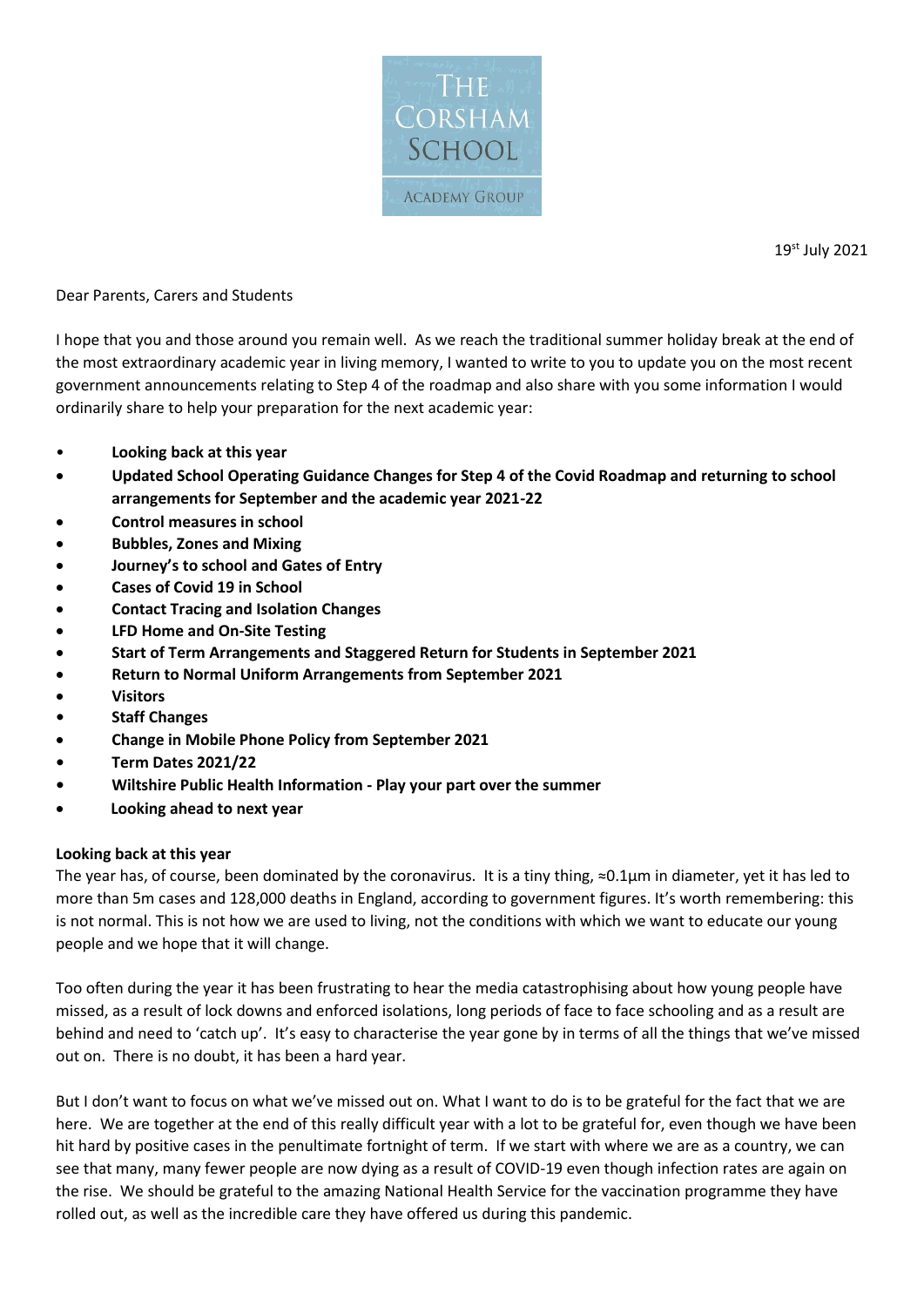THE CORSHAM SCHOOL

ACADEMY GROUP

19st July 2021

Dear Parents, Carers and Students

I hope that you and those around you remain well. As we reach the traditional summer holiday break at the end of the most extraordinary academic year in living memory, I wanted to write to you to update you on the most recent government announcements relating to Step 4 of the roadmap and also share with you some information I would ordinarily share to help your preparation for the next academic year:

- **Looking back at this year**
- **Updated School Operating Guidance Changes for Step 4 of the Covid Roadmap and returning to school arrangements for September and the academic year 2021-22**
- **Control measures in school**
- **Bubbles, Zones and Mixing**
- **Journey's to school and Gates of Entry**
- **Cases of Covid 19 in School**
- **Contact Tracing and Isolation Changes**
- **LFD Home and On-Site Testing**
- **Start of Term Arrangements and Staggered Return for Students in September 2021**
- **Return to Normal Uniform Arrangements from September 2021**
- **Visitors**
- **Staff Changes**
- **Change in Mobile Phone Policy from September 2021**
- **Term Dates 2021/22**
- **Wiltshire Public Health Information - Play your part over the summer**
- **Looking ahead to next year**

**Looking back at this year**

The year has, of course, been dominated by the coronavirus. It is a tiny thing, ≈0.1μm in diameter, yet it has led to more than 5m cases and 128,000 deaths in England, according to government figures. It's worth remembering: this is not normal. This is not how we are used to living, not the conditions with which we want to educate our young people and we hope that it will change.

Too often during the year it has been frustrating to hear the media catastrophising about how young people have missed, as a result of lock downs and enforced isolations, long periods of face to face schooling and as a result are behind and need to 'catch up'. It's easy to characterise the year gone by in terms of all the things that we've missed out on. There is no doubt, it has been a hard year.

But I don't want to focus on what we've missed out on. What I want to do is to be grateful for the fact that we are here. We are together at the end of this really difficult year with a lot to be grateful for, even though we have been hit hard by positive cases in the penultimate fortnight of term. If we start with where we are as a country, we can see that many, many fewer people are now dying as a result of COVID-19 even though infection rates are again on the rise. We should be grateful to the amazing National Health Service for the vaccination programme they have rolled out, as well as the incredible care they have offered us during this pandemic.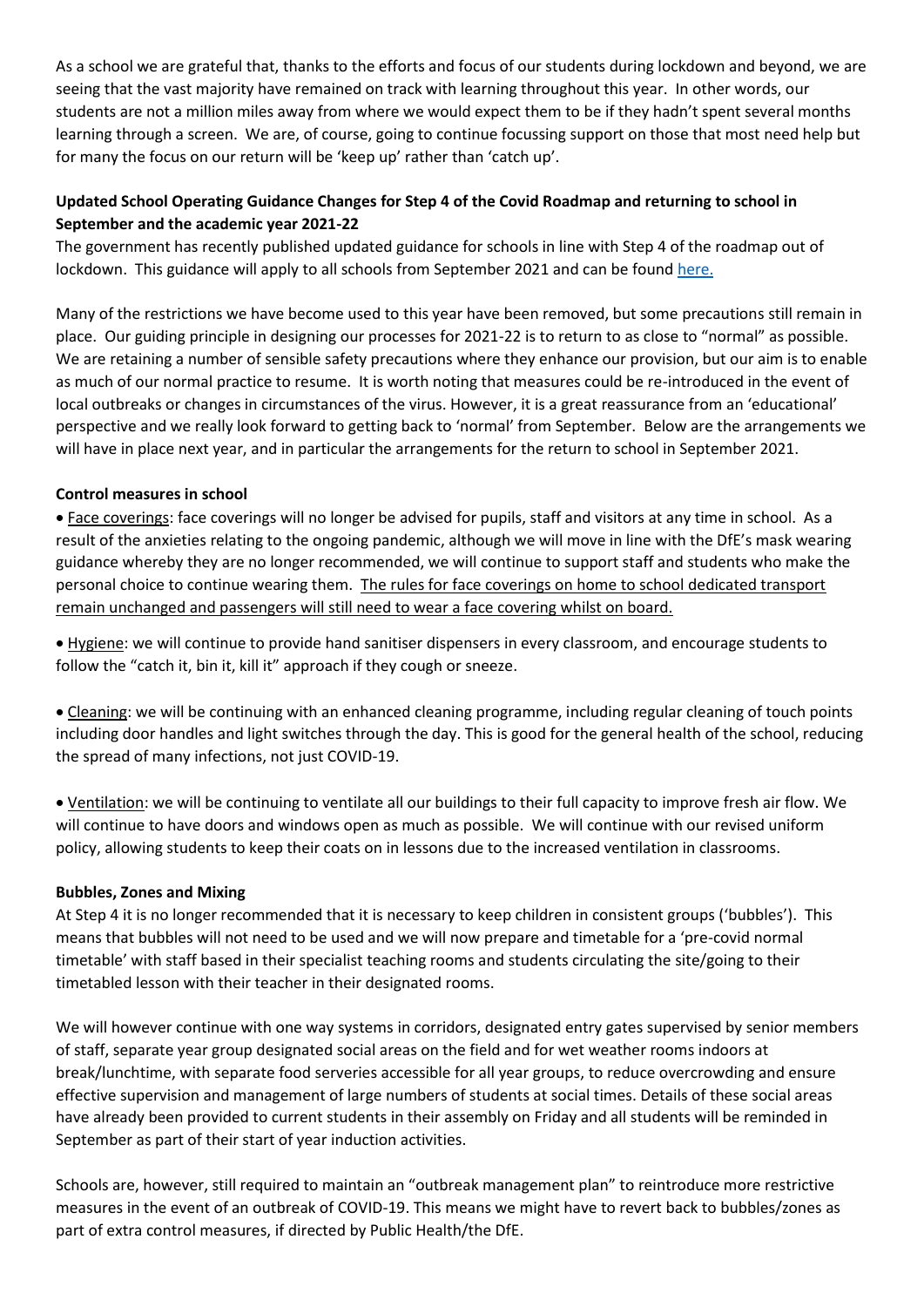As a school we are grateful that, thanks to the efforts and focus of our students during lockdown and beyond, we are seeing that the vast majority have remained on track with learning throughout this year. In other words, our students are not a million miles away from where we would expect them to be if they hadn't spent several months learning through a screen. We are, of course, going to continue focussing support on those that most need help but for many the focus on our return will be 'keep up' rather than 'catch up'.

**Updated School Operating Guidance Changes for Step 4 of the Covid Roadmap and returning to school in September and the academic year 2021-22**

The government has recently published updated guidance for schools in line with Step 4 of the roadmap out of lockdown. This guidance will apply to all schools from September 2021 and can be found here.

Many of the restrictions we have become used to this year have been removed, but some precautions still remain in place. Our guiding principle in designing our processes for 2021-22 is to return to as close to "normal" as possible. We are retaining a number of sensible safety precautions where they enhance our provision, but our aim is to enable as much of our normal practice to resume. It is worth noting that measures could be re-introduced in the event of local outbreaks or changes in circumstances of the virus. However, it is a great reassurance from an 'educational' perspective and we really look forward to getting back to 'normal' from September. Below are the arrangements we will have in place next year, and in particular the arrangements for the return to school in September 2021.

**Control measures in school**

- Face coverings: face coverings will no longer be advised for pupils, staff and visitors at any time in school. As a result of the anxieties relating to the ongoing pandemic, although we will move in line with the DfE's mask wearing guidance whereby they are no longer recommended, we will continue to support staff and students who make the personal choice to continue wearing them. The rules for face coverings on home to school dedicated transport remain unchanged and passengers will still need to wear a face covering whilst on board.

- Hygiene: we will continue to provide hand sanitiser dispensers in every classroom, and encourage students to follow the "catch it, bin it, kill it" approach if they cough or sneeze.

- Cleaning: we will be continuing with an enhanced cleaning programme, including regular cleaning of touch points including door handles and light switches through the day. This is good for the general health of the school, reducing the spread of many infections, not just COVID-19.

- Ventilation: we will be continuing to ventilate all our buildings to their full capacity to improve fresh air flow. We will continue to have doors and windows open as much as possible. We will continue with our revised uniform policy, allowing students to keep their coats on in lessons due to the increased ventilation in classrooms.

**Bubbles, Zones and Mixing**

At Step 4 it is no longer recommended that it is necessary to keep children in consistent groups ('bubbles'). This means that bubbles will not need to be used and we will now prepare and timetable for a 'pre-covid normal timetable' with staff based in their specialist teaching rooms and students circulating the site/going to their timetabled lesson with their teacher in their designated rooms.

We will however continue with one way systems in corridors, designated entry gates supervised by senior members of staff, separate year group designated social areas on the field and for wet weather rooms indoors at break/lunchtime, with separate food serveries accessible for all year groups, to reduce overcrowding and ensure effective supervision and management of large numbers of students at social times. Details of these social areas have already been provided to current students in their assembly on Friday and all students will be reminded in September as part of their start of year induction activities.

Schools are, however, still required to maintain an "outbreak management plan" to reintroduce more restrictive measures in the event of an outbreak of COVID-19. This means we might have to revert back to bubbles/zones as part of extra control measures, if directed by Public Health/the DfE.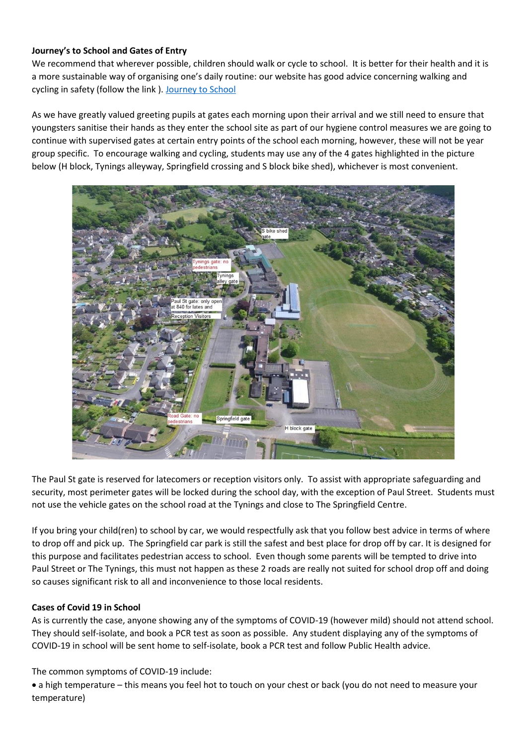**Journey's to School and Gates of Entry**

We recommend that wherever possible, children should walk or cycle to school. It is better for their health and it is a more sustainable way of organising one's daily routine: our website has good advice concerning walking and cycling in safety (follow the link ). [Journey to School]

As we have greatly valued greeting pupils at gates each morning upon their arrival and we still need to ensure that youngsters sanitise their hands as they enter the school site as part of our hygiene control measures we are going to continue with supervised gates at certain entry points of the school each morning, however, these will not be year group specific. To encourage walking and cycling, students may use any of the 4 gates highlighted in the picture below (H block, Tynings alleyway, Springfield crossing and S block bike shed), whichever is most convenient.

The Paul St gate is reserved for latecomers or reception visitors only. To assist with appropriate safeguarding and security, most perimeter gates will be locked during the school day, with the exception of Paul Street. Students must not use the vehicle gates on the school road at the Tynings and close to The Springfield Centre.

If you bring your child(ren) to school by car, we would respectfully ask that you follow best advice in terms of where to drop off and pick up. The Springfield car park is still the safest and best place for drop off by car. It is designed for this purpose and facilitates pedestrian access to school. Even though some parents will be tempted to drive into Paul Street or The Tynings, this must not happen as these 2 roads are really not suited for school drop off and doing so causes significant risk to all and inconvenience to those local residents.

**Cases of Covid 19 in School**

As is currently the case, anyone showing any of the symptoms of COVID-19 (however mild) should not attend school. They should self-isolate, and book a PCR test as soon as possible. Any student displaying any of the symptoms of COVID-19 in school will be sent home to self-isolate, book a PCR test and follow Public Health advice.

The common symptoms of COVID-19 include:

- a high temperature – this means you feel hot to touch on your chest or back (you do not need to measure your temperature)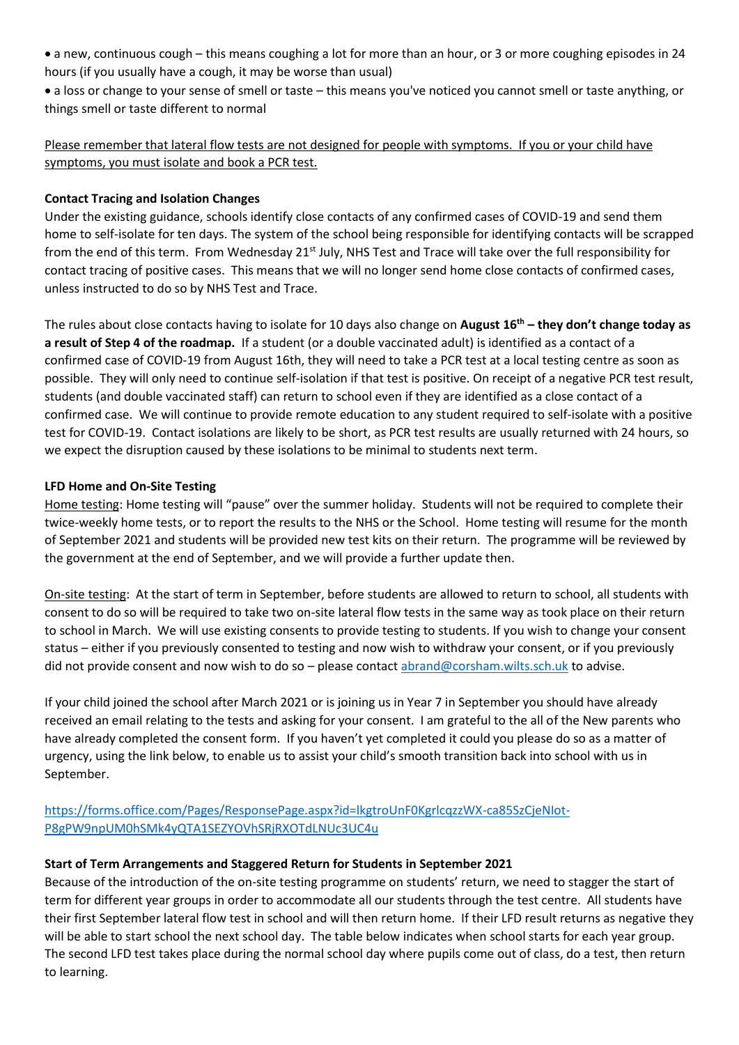- a new, continuous cough – this means coughing a lot for more than an hour, or 3 or more coughing episodes in 24 hours (if you usually have a cough, it may be worse than usual)
- a loss or change to your sense of smell or taste – this means you've noticed you cannot smell or taste anything, or things smell or taste different to normal

Please remember that lateral flow tests are not designed for people with symptoms. If you or your child have symptoms, you must isolate and book a PCR test.

**Contact Tracing and Isolation Changes**

Under the existing guidance, schools identify close contacts of any confirmed cases of COVID-19 and send them home to self-isolate for ten days. The system of the school being responsible for identifying contacts will be scrapped from the end of this term. From Wednesday 21st July, NHS Test and Trace will take over the full responsibility for contact tracing of positive cases. This means that we will no longer send home close contacts of confirmed cases, unless instructed to do so by NHS Test and Trace.

The rules about close contacts having to isolate for 10 days also change on **August 16th – they don't change today as a result of Step 4 of the roadmap.** If a student (or a double vaccinated adult) is identified as a contact of a confirmed case of COVID-19 from August 16th, they will need to take a PCR test at a local testing centre as soon as possible. They will only need to continue self-isolation if that test is positive. On receipt of a negative PCR test result, students (and double vaccinated staff) can return to school even if they are identified as a close contact of a confirmed case. We will continue to provide remote education to any student required to self-isolate with a positive test for COVID-19. Contact isolations are likely to be short, as PCR test results are usually returned with 24 hours, so we expect the disruption caused by these isolations to be minimal to students next term.

**LFD Home and On-Site Testing**

Home testing: Home testing will "pause" over the summer holiday. Students will not be required to complete their twice-weekly home tests, or to report the results to the NHS or the School. Home testing will resume for the month of September 2021 and students will be provided new test kits on their return. The programme will be reviewed by the government at the end of September, and we will provide a further update then.

On-site testing: At the start of term in September, before students are allowed to return to school, all students with consent to do so will be required to take two on-site lateral flow tests in the same way as took place on their return to school in March. We will use existing consents to provide testing to students. If you wish to change your consent status – either if you previously consented to testing and now wish to withdraw your consent, or if you previously did not provide consent and now wish to do so – please contact abrand@corsham.wilts.sch.uk to advise.

If your child joined the school after March 2021 or is joining us in Year 7 in September you should have already received an email relating to the tests and asking for your consent. I am grateful to the all of the New parents who have already completed the consent form. If you haven't yet completed it could you please do so as a matter of urgency, using the link below, to enable us to assist your child's smooth transition back into school with us in September.

https://forms.office.com/Pages/ResponsePage.aspx?id=lkgtroUnF0KgrlcqzzWX-ca85SzCjeNIot-P8gPW9npUM0hSMk4yQTA1SEZYOVhSRjRXOTdLNUc3UC4u

**Start of Term Arrangements and Staggered Return for Students in September 2021**

Because of the introduction of the on-site testing programme on students' return, we need to stagger the start of term for different year groups in order to accommodate all our students through the test centre. All students have their first September lateral flow test in school and will then return home. If their LFD result returns as negative they will be able to start school the next school day. The table below indicates when school starts for each year group. The second LFD test takes place during the normal school day where pupils come out of class, do a test, then return to learning.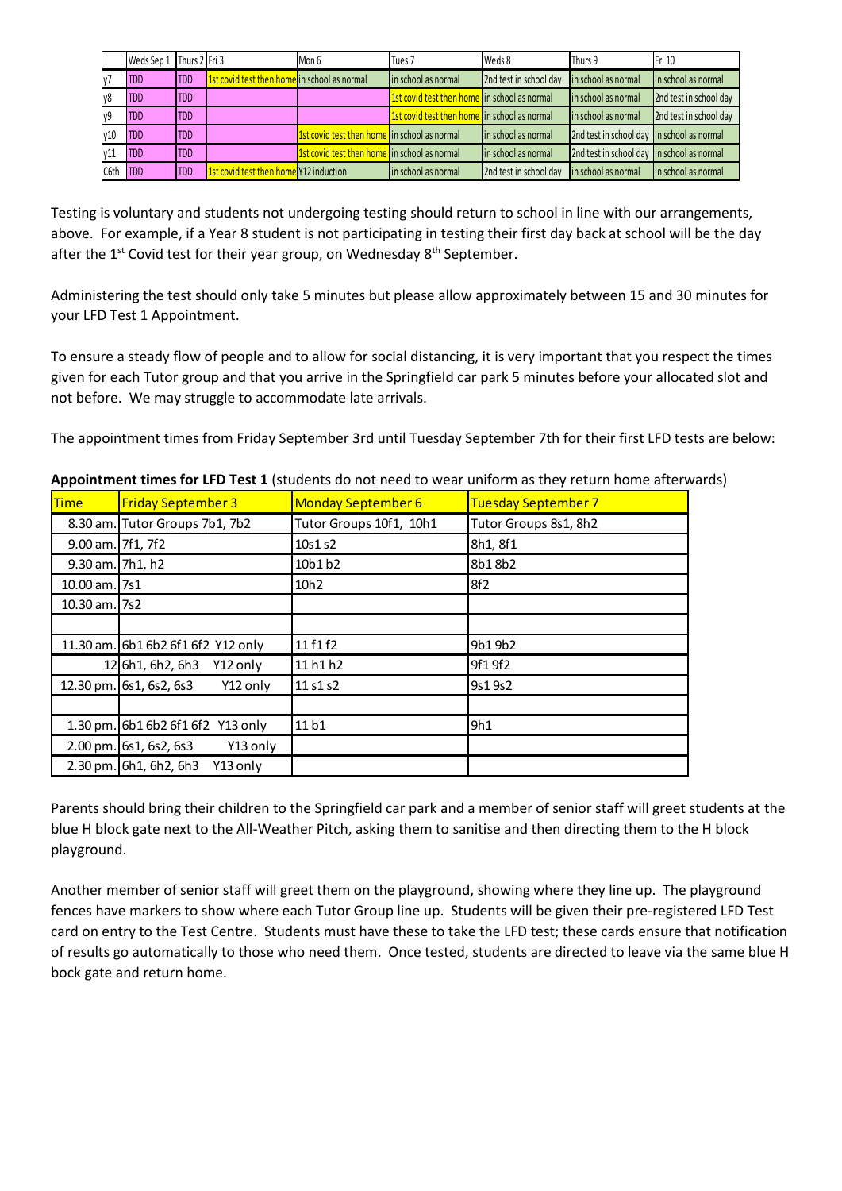| | Weds Sep 1 | Thurs 2 | Fri 3 | Mon 6 | Tues 7 | Weds 8 | Thurs 9 | Fri 10 |
|---|---|---|---|---|---|---|---|---|
| y7 | TDD | TDD | 1st covid test then home | in school as normal | in school as normal | 2nd test in school day | in school as normal | in school as normal |
| y8 | TDD | TDD | | | 1st covid test then home | in school as normal | in school as normal | 2nd test in school day |
| y9 | TDD | TDD | | | 1st covid test then home | in school as normal | in school as normal | 2nd test in school day |
| y10 | TDD | TDD | | 1st covid test then home | in school as normal | in school as normal | 2nd test in school day | in school as normal |
| y11 | TDD | TDD | | 1st covid test then home | in school as normal | in school as normal | 2nd test in school day | in school as normal |
| C6th | TDD | TDD | 1st covid test then home | Y12 induction | in school as normal | 2nd test in school day | in school as normal | in school as normal |

Testing is voluntary and students not undergoing testing should return to school in line with our arrangements, above. For example, if a Year 8 student is not participating in testing their first day back at school will be the day after the 1st Covid test for their year group, on Wednesday 8th September.

Administering the test should only take 5 minutes but please allow approximately between 15 and 30 minutes for your LFD Test 1 Appointment.

To ensure a steady flow of people and to allow for social distancing, it is very important that you respect the times given for each Tutor group and that you arrive in the Springfield car park 5 minutes before your allocated slot and not before. We may struggle to accommodate late arrivals.

The appointment times from Friday September 3rd until Tuesday September 7th for their first LFD tests are below:

**Appointment times for LFD Test 1** (students do not need to wear uniform as they return home afterwards)

| Time | Friday September 3 | Monday September 6 | Tuesday September 7 |
|---|---|---|---|
| 8.30 am. | Tutor Groups 7b1, 7b2 | Tutor Groups 10f1, 10h1 | Tutor Groups 8s1, 8h2 |
| 9.00 am. | 7f1, 7f2 | 10s1 s2 | 8h1, 8f1 |
| 9.30 am. | 7h1, h2 | 10b1 b2 | 8b1 8b2 |
| 10.00 am. | 7s1 | 10h2 | 8f2 |
| 10.30 am. | 7s2 | | |
| | | | |
| 11.30 am. | 6b1 6b2 6f1 6f2 Y12 only | 11 f1 f2 | 9b1 9b2 |
| 12 | 6h1, 6h2, 6h3 Y12 only | 11 h1 h2 | 9f1 9f2 |
| 12.30 pm. | 6s1, 6s2, 6s3 Y12 only | 11 s1 s2 | 9s1 9s2 |
| | | | |
| 1.30 pm. | 6b1 6b2 6f1 6f2 Y13 only | 11 b1 | 9h1 |
| 2.00 pm. | 6s1, 6s2, 6s3 Y13 only | | |
| 2.30 pm. | 6h1, 6h2, 6h3 Y13 only | | |

Parents should bring their children to the Springfield car park and a member of senior staff will greet students at the blue H block gate next to the All-Weather Pitch, asking them to sanitise and then directing them to the H block playground.

Another member of senior staff will greet them on the playground, showing where they line up. The playground fences have markers to show where each Tutor Group line up. Students will be given their pre-registered LFD Test card on entry to the Test Centre. Students must have these to take the LFD test; these cards ensure that notification of results go automatically to those who need them. Once tested, students are directed to leave via the same blue H bock gate and return home.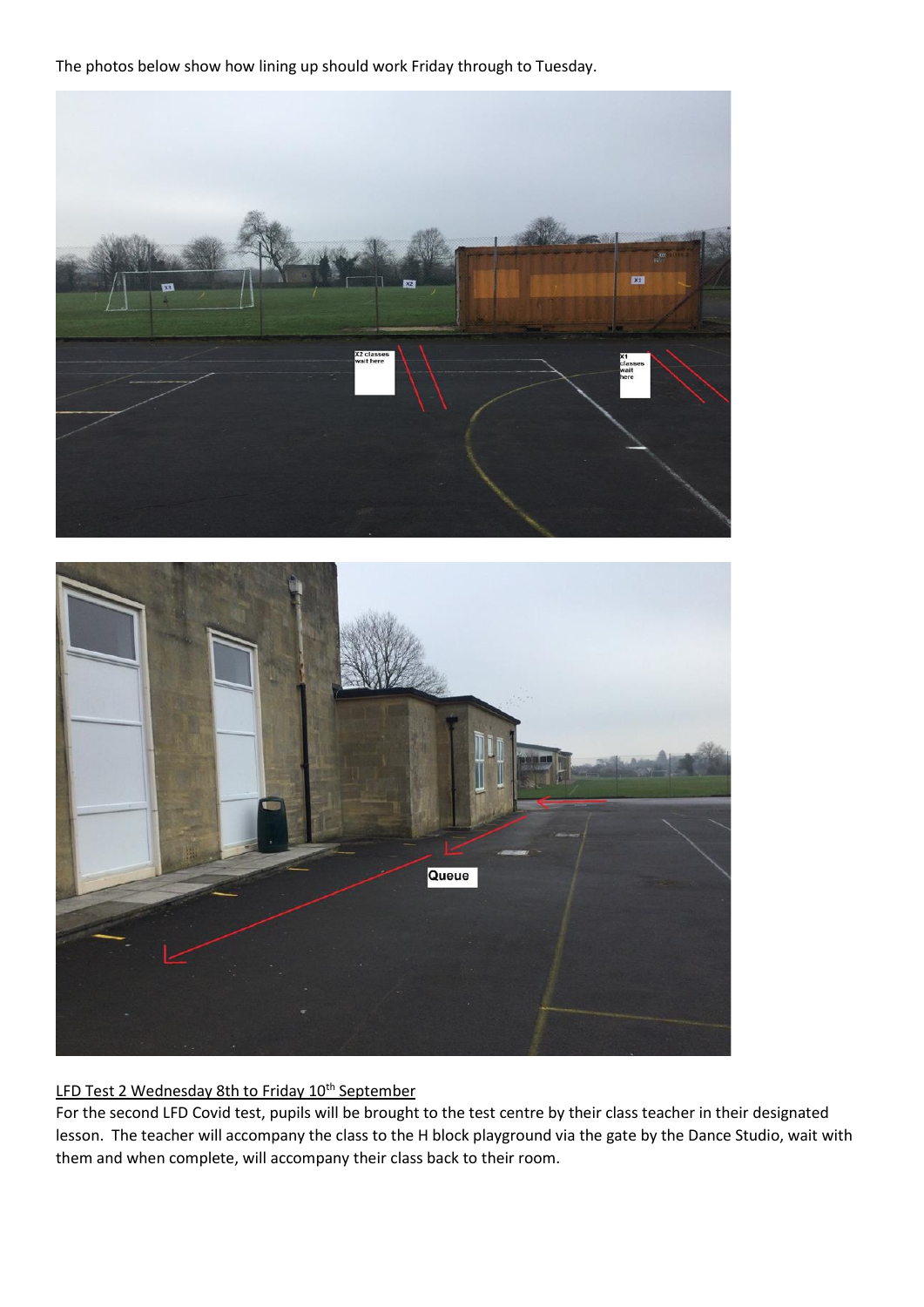The photos below show how lining up should work Friday through to Tuesday.

LFD Test 2 Wednesday 8th to Friday 10th September

For the second LFD Covid test, pupils will be brought to the test centre by their class teacher in their designated lesson. The teacher will accompany the class to the H block playground via the gate by the Dance Studio, wait with them and when complete, will accompany their class back to their room.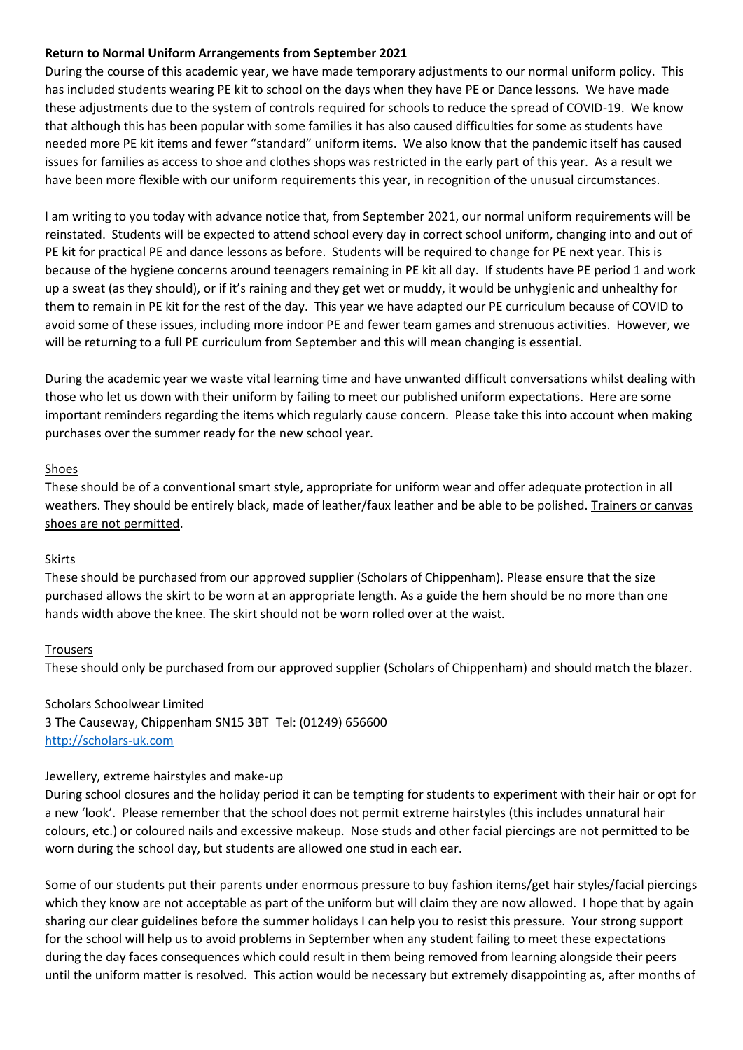**Return to Normal Uniform Arrangements from September 2021**

During the course of this academic year, we have made temporary adjustments to our normal uniform policy. This has included students wearing PE kit to school on the days when they have PE or Dance lessons. We have made these adjustments due to the system of controls required for schools to reduce the spread of COVID-19. We know that although this has been popular with some families it has also caused difficulties for some as students have needed more PE kit items and fewer "standard" uniform items. We also know that the pandemic itself has caused issues for families as access to shoe and clothes shops was restricted in the early part of this year. As a result we have been more flexible with our uniform requirements this year, in recognition of the unusual circumstances.

I am writing to you today with advance notice that, from September 2021, our normal uniform requirements will be reinstated. Students will be expected to attend school every day in correct school uniform, changing into and out of PE kit for practical PE and dance lessons as before. Students will be required to change for PE next year. This is because of the hygiene concerns around teenagers remaining in PE kit all day. If students have PE period 1 and work up a sweat (as they should), or if it's raining and they get wet or muddy, it would be unhygienic and unhealthy for them to remain in PE kit for the rest of the day. This year we have adapted our PE curriculum because of COVID to avoid some of these issues, including more indoor PE and fewer team games and strenuous activities. However, we will be returning to a full PE curriculum from September and this will mean changing is essential.

During the academic year we waste vital learning time and have unwanted difficult conversations whilst dealing with those who let us down with their uniform by failing to meet our published uniform expectations. Here are some important reminders regarding the items which regularly cause concern. Please take this into account when making purchases over the summer ready for the new school year.

Shoes

These should be of a conventional smart style, appropriate for uniform wear and offer adequate protection in all weathers. They should be entirely black, made of leather/faux leather and be able to be polished. Trainers or canvas shoes are not permitted.

Skirts

These should be purchased from our approved supplier (Scholars of Chippenham). Please ensure that the size purchased allows the skirt to be worn at an appropriate length. As a guide the hem should be no more than one hands width above the knee. The skirt should not be worn rolled over at the waist.

Trousers

These should only be purchased from our approved supplier (Scholars of Chippenham) and should match the blazer.

Scholars Schoolwear Limited
3 The Causeway, Chippenham SN15 3BT Tel: (01249) 656600
http://scholars-uk.com

Jewellery, extreme hairstyles and make-up

During school closures and the holiday period it can be tempting for students to experiment with their hair or opt for a new 'look'. Please remember that the school does not permit extreme hairstyles (this includes unnatural hair colours, etc.) or coloured nails and excessive makeup. Nose studs and other facial piercings are not permitted to be worn during the school day, but students are allowed one stud in each ear.

Some of our students put their parents under enormous pressure to buy fashion items/get hair styles/facial piercings which they know are not acceptable as part of the uniform but will claim they are now allowed. I hope that by again sharing our clear guidelines before the summer holidays I can help you to resist this pressure. Your strong support for the school will help us to avoid problems in September when any student failing to meet these expectations during the day faces consequences which could result in them being removed from learning alongside their peers until the uniform matter is resolved. This action would be necessary but extremely disappointing as, after months of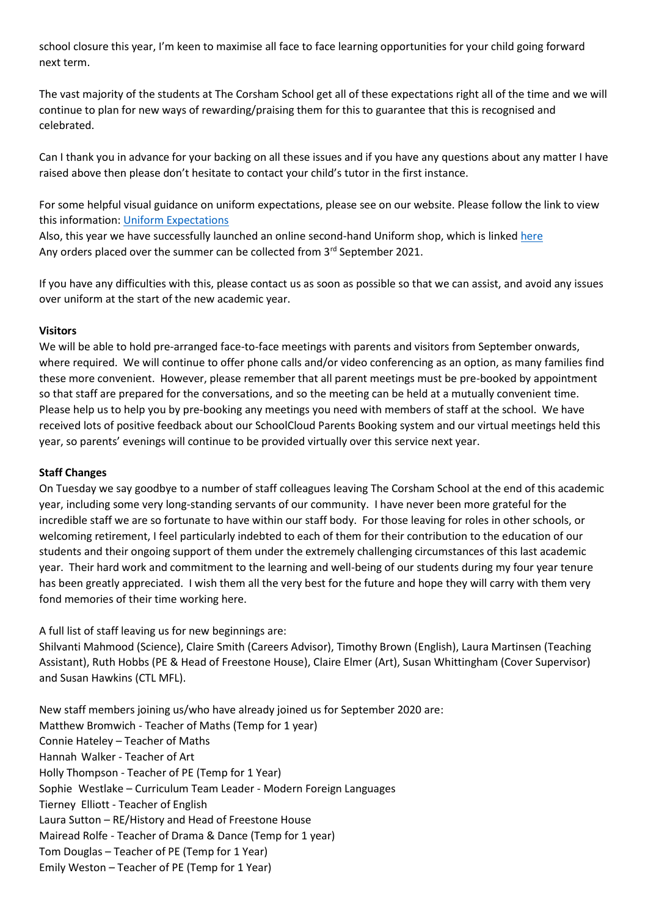school closure this year, I'm keen to maximise all face to face learning opportunities for your child going forward next term.

The vast majority of the students at The Corsham School get all of these expectations right all of the time and we will continue to plan for new ways of rewarding/praising them for this to guarantee that this is recognised and celebrated.

Can I thank you in advance for your backing on all these issues and if you have any questions about any matter I have raised above then please don't hesitate to contact your child's tutor in the first instance.

For some helpful visual guidance on uniform expectations, please see on our website. Please follow the link to view this information: [Uniform Expectations]
Also, this year we have successfully launched an online second-hand Uniform shop, which is linked [here]
Any orders placed over the summer can be collected from 3rd September 2021.

If you have any difficulties with this, please contact us as soon as possible so that we can assist, and avoid any issues over uniform at the start of the new academic year.

**Visitors**

We will be able to hold pre-arranged face-to-face meetings with parents and visitors from September onwards, where required. We will continue to offer phone calls and/or video conferencing as an option, as many families find these more convenient. However, please remember that all parent meetings must be pre-booked by appointment so that staff are prepared for the conversations, and so the meeting can be held at a mutually convenient time. Please help us to help you by pre-booking any meetings you need with members of staff at the school. We have received lots of positive feedback about our SchoolCloud Parents Booking system and our virtual meetings held this year, so parents' evenings will continue to be provided virtually over this service next year.

**Staff Changes**

On Tuesday we say goodbye to a number of staff colleagues leaving The Corsham School at the end of this academic year, including some very long-standing servants of our community. I have never been more grateful for the incredible staff we are so fortunate to have within our staff body. For those leaving for roles in other schools, or welcoming retirement, I feel particularly indebted to each of them for their contribution to the education of our students and their ongoing support of them under the extremely challenging circumstances of this last academic year. Their hard work and commitment to the learning and well-being of our students during my four year tenure has been greatly appreciated. I wish them all the very best for the future and hope they will carry with them very fond memories of their time working here.

A full list of staff leaving us for new beginnings are:
Shilvanti Mahmood (Science), Claire Smith (Careers Advisor), Timothy Brown (English), Laura Martinsen (Teaching Assistant), Ruth Hobbs (PE & Head of Freestone House), Claire Elmer (Art), Susan Whittingham (Cover Supervisor) and Susan Hawkins (CTL MFL).

New staff members joining us/who have already joined us for September 2020 are:
Matthew Bromwich - Teacher of Maths (Temp for 1 year)
Connie Hateley – Teacher of Maths
Hannah Walker - Teacher of Art
Holly Thompson - Teacher of PE (Temp for 1 Year)
Sophie Westlake – Curriculum Team Leader - Modern Foreign Languages
Tierney Elliott - Teacher of English
Laura Sutton – RE/History and Head of Freestone House
Mairead Rolfe - Teacher of Drama & Dance (Temp for 1 year)
Tom Douglas – Teacher of PE (Temp for 1 Year)
Emily Weston – Teacher of PE (Temp for 1 Year)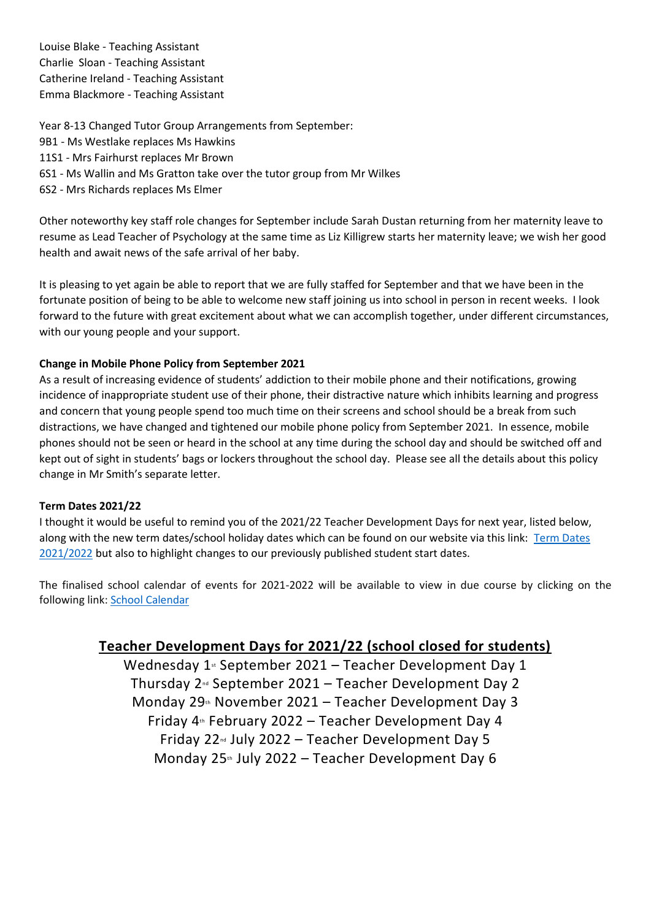Louise Blake - Teaching Assistant
Charlie Sloan - Teaching Assistant
Catherine Ireland - Teaching Assistant
Emma Blackmore - Teaching Assistant

Year 8-13 Changed Tutor Group Arrangements from September:
9B1 - Ms Westlake replaces Ms Hawkins
11S1 - Mrs Fairhurst replaces Mr Brown
6S1 - Ms Wallin and Ms Gratton take over the tutor group from Mr Wilkes
6S2 - Mrs Richards replaces Ms Elmer

Other noteworthy key staff role changes for September include Sarah Dustan returning from her maternity leave to resume as Lead Teacher of Psychology at the same time as Liz Killigrew starts her maternity leave; we wish her good health and await news of the safe arrival of her baby.

It is pleasing to yet again be able to report that we are fully staffed for September and that we have been in the fortunate position of being to be able to welcome new staff joining us into school in person in recent weeks. I look forward to the future with great excitement about what we can accomplish together, under different circumstances, with our young people and your support.

**Change in Mobile Phone Policy from September 2021**

As a result of increasing evidence of students' addiction to their mobile phone and their notifications, growing incidence of inappropriate student use of their phone, their distractive nature which inhibits learning and progress and concern that young people spend too much time on their screens and school should be a break from such distractions, we have changed and tightened our mobile phone policy from September 2021. In essence, mobile phones should not be seen or heard in the school at any time during the school day and should be switched off and kept out of sight in students' bags or lockers throughout the school day. Please see all the details about this policy change in Mr Smith's separate letter.

**Term Dates 2021/22**

I thought it would be useful to remind you of the 2021/22 Teacher Development Days for next year, listed below, along with the new term dates/school holiday dates which can be found on our website via this link: Term Dates 2021/2022 but also to highlight changes to our previously published student start dates.

The finalised school calendar of events for 2021-2022 will be available to view in due course by clicking on the following link: School Calendar

**Teacher Development Days for 2021/22 (school closed for students)**

Wednesday 1st September 2021 – Teacher Development Day 1
Thursday 2nd September 2021 – Teacher Development Day 2
Monday 29th November 2021 – Teacher Development Day 3
Friday 4th February 2022 – Teacher Development Day 4
Friday 22nd July 2022 – Teacher Development Day 5
Monday 25th July 2022 – Teacher Development Day 6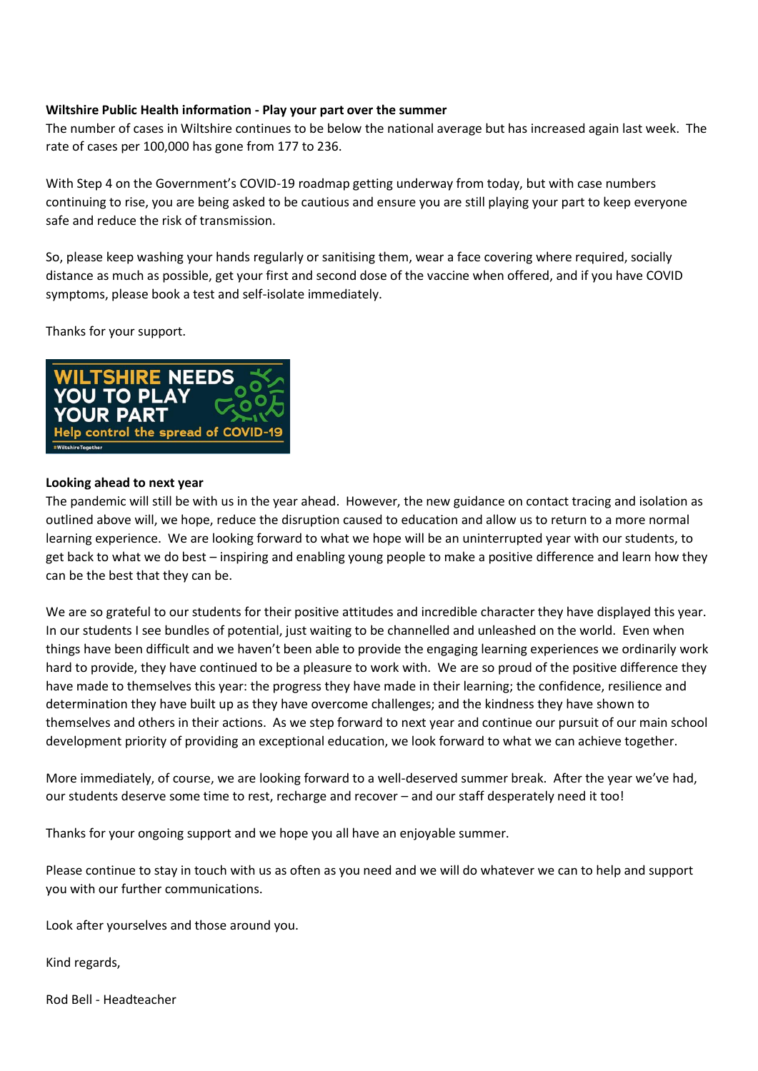**Wiltshire Public Health information - Play your part over the summer**

The number of cases in Wiltshire continues to be below the national average but has increased again last week. The rate of cases per 100,000 has gone from 177 to 236.

With Step 4 on the Government's COVID-19 roadmap getting underway from today, but with case numbers continuing to rise, you are being asked to be cautious and ensure you are still playing your part to keep everyone safe and reduce the risk of transmission.

So, please keep washing your hands regularly or sanitising them, wear a face covering where required, socially distance as much as possible, get your first and second dose of the vaccine when offered, and if you have COVID symptoms, please book a test and self-isolate immediately.

Thanks for your support.

WILTSHIRE NEEDS YOU TO PLAY YOUR PART
Help control the spread of COVID-19
#WiltshireTogether

**Looking ahead to next year**

The pandemic will still be with us in the year ahead. However, the new guidance on contact tracing and isolation as outlined above will, we hope, reduce the disruption caused to education and allow us to return to a more normal learning experience. We are looking forward to what we hope will be an uninterrupted year with our students, to get back to what we do best – inspiring and enabling young people to make a positive difference and learn how they can be the best that they can be.

We are so grateful to our students for their positive attitudes and incredible character they have displayed this year. In our students I see bundles of potential, just waiting to be channelled and unleashed on the world. Even when things have been difficult and we haven't been able to provide the engaging learning experiences we ordinarily work hard to provide, they have continued to be a pleasure to work with. We are so proud of the positive difference they have made to themselves this year: the progress they have made in their learning; the confidence, resilience and determination they have built up as they have overcome challenges; and the kindness they have shown to themselves and others in their actions. As we step forward to next year and continue our pursuit of our main school development priority of providing an exceptional education, we look forward to what we can achieve together.

More immediately, of course, we are looking forward to a well-deserved summer break. After the year we've had, our students deserve some time to rest, recharge and recover – and our staff desperately need it too!

Thanks for your ongoing support and we hope you all have an enjoyable summer.

Please continue to stay in touch with us as often as you need and we will do whatever we can to help and support you with our further communications.

Look after yourselves and those around you.

Kind regards,

Rod Bell - Headteacher